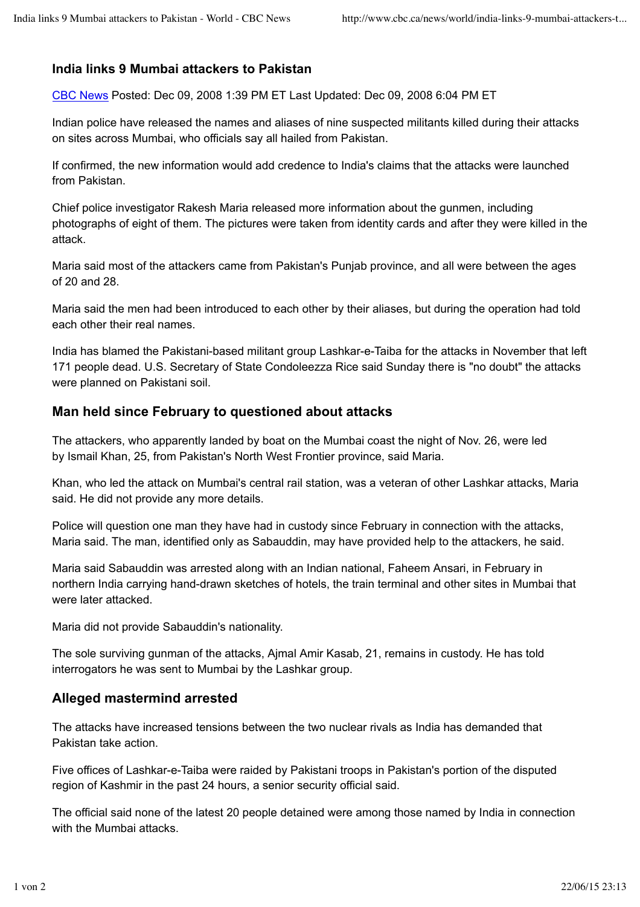# India links 9 Mumbai attackers to Pakistan

CBC News Posted: Dec 09, 2008 1:39 PM ET Last Updated: Dec 09, 2008 6:04 PM ET

Indian police have released the names and aliases of nine suspected militants killed during their attacks on sites across Mumbai, who officials say all hailed from Pakistan.

If confirmed, the new information would add credence to India's claims that the attacks were launched from Pakistan.

Chief police investigator Rakesh Maria released more information about the gunmen, including photographs of eight of them. The pictures were taken from identity cards and after they were killed in the attack.

Maria said most of the attackers came from Pakistan's Punjab province, and all were between the ages of 20 and 28.

Maria said the men had been introduced to each other by their aliases, but during the operation had told each other their real names.

India has blamed the Pakistani-based militant group Lashkar-e-Taiba for the attacks in November that left 171 people dead. U.S. Secretary of State Condoleezza Rice said Sunday there is "no doubt" the attacks were planned on Pakistani soil.

## Man held since February to questioned about attacks

The attackers, who apparently landed by boat on the Mumbai coast the night of Nov. 26, were led by Ismail Khan, 25, from Pakistan's North West Frontier province, said Maria.

Khan, who led the attack on Mumbai's central rail station, was a veteran of other Lashkar attacks, Maria said. He did not provide any more details.

Police will question one man they have had in custody since February in connection with the attacks, Maria said. The man, identified only as Sabauddin, may have provided help to the attackers, he said.

Maria said Sabauddin was arrested along with an Indian national, Faheem Ansari, in February in northern India carrying hand-drawn sketches of hotels, the train terminal and other sites in Mumbai that were later attacked.

Maria did not provide Sabauddin's nationality.

The sole surviving gunman of the attacks, Ajmal Amir Kasab, 21, remains in custody. He has told interrogators he was sent to Mumbai by the Lashkar group.

## Alleged mastermind arrested

The attacks have increased tensions between the two nuclear rivals as India has demanded that Pakistan take action.

Five offices of Lashkar-e-Taiba were raided by Pakistani troops in Pakistan's portion of the disputed region of Kashmir in the past 24 hours, a senior security official said.

The official said none of the latest 20 people detained were among those named by India in connection with the Mumbai attacks.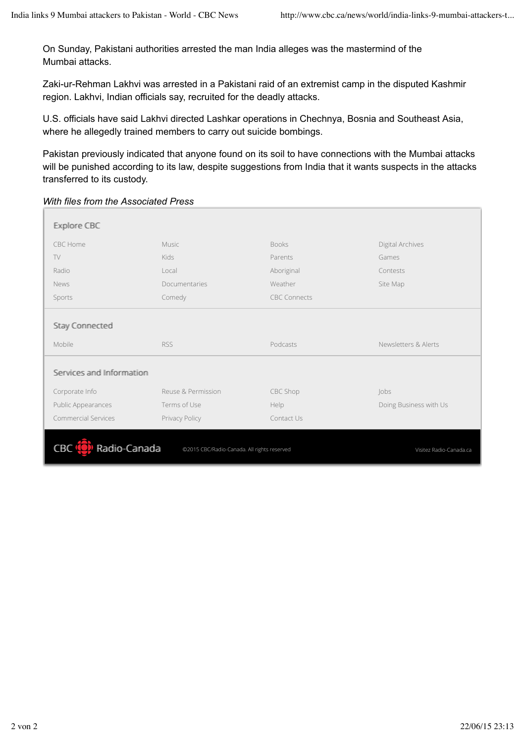On Sunday, Pakistani authorities arrested the man India alleges was the mastermind of the Mumbai attacks.

Zaki-ur-Rehman Lakhvi was arrested in a Pakistani raid of an extremist camp in the disputed Kashmir region. Lakhvi, Indian officials say, recruited for the deadly attacks.

U.S. officials have said Lakhvi directed Lashkar operations in Chechnya, Bosnia and Southeast Asia, where he allegedly trained members to carry out suicide bombings.

Pakistan previously indicated that anyone found on its soil to have connections with the Mumbai attacks will be punished according to its law, despite suggestions from India that it wants suspects in the attacks transferred to its custody.

*With files from the Associated Press*

## Explore CBC

| | | | |
|---|---|---|---|
| CBC Home | Music | Books | Digital Archives |
| TV | Kids | Parents | Games |
| Radio | Local | Aboriginal | Contests |
| News | Documentaries | Weather | Site Map |
| Sports | Comedy | CBC Connects | |

## Stay Connected

| | | | |
|---|---|---|---|
| Mobile | RSS | Podcasts | Newsletters & Alerts |

## Services and Information

| | | | |
|---|---|---|---|
| Corporate Info | Reuse & Permission | CBC Shop | Jobs |
| Public Appearances | Terms of Use | Help | Doing Business with Us |
| Commercial Services | Privacy Policy | Contact Us | |

CBC Radio-Canada ©2015 CBC/Radio-Canada. All rights reserved Visitez Radio-Canada.ca